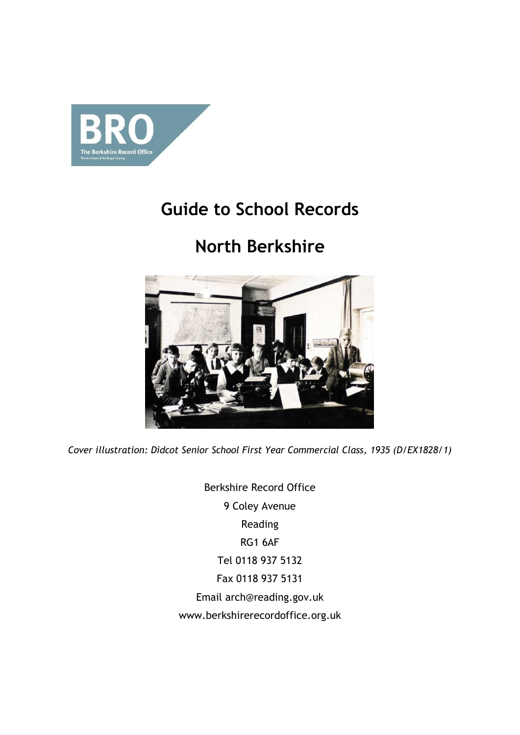# Guide to School Records

# North Berkshire

*Cover illustration: Didcot Senior School First Year Commercial Class, 1935 (D/EX1828/1)*

Berkshire Record Office
9 Coley Avenue
Reading
RG1 6AF
Tel 0118 937 5132
Fax 0118 937 5131
Email arch@reading.gov.uk
www.berkshirerecordoffice.org.uk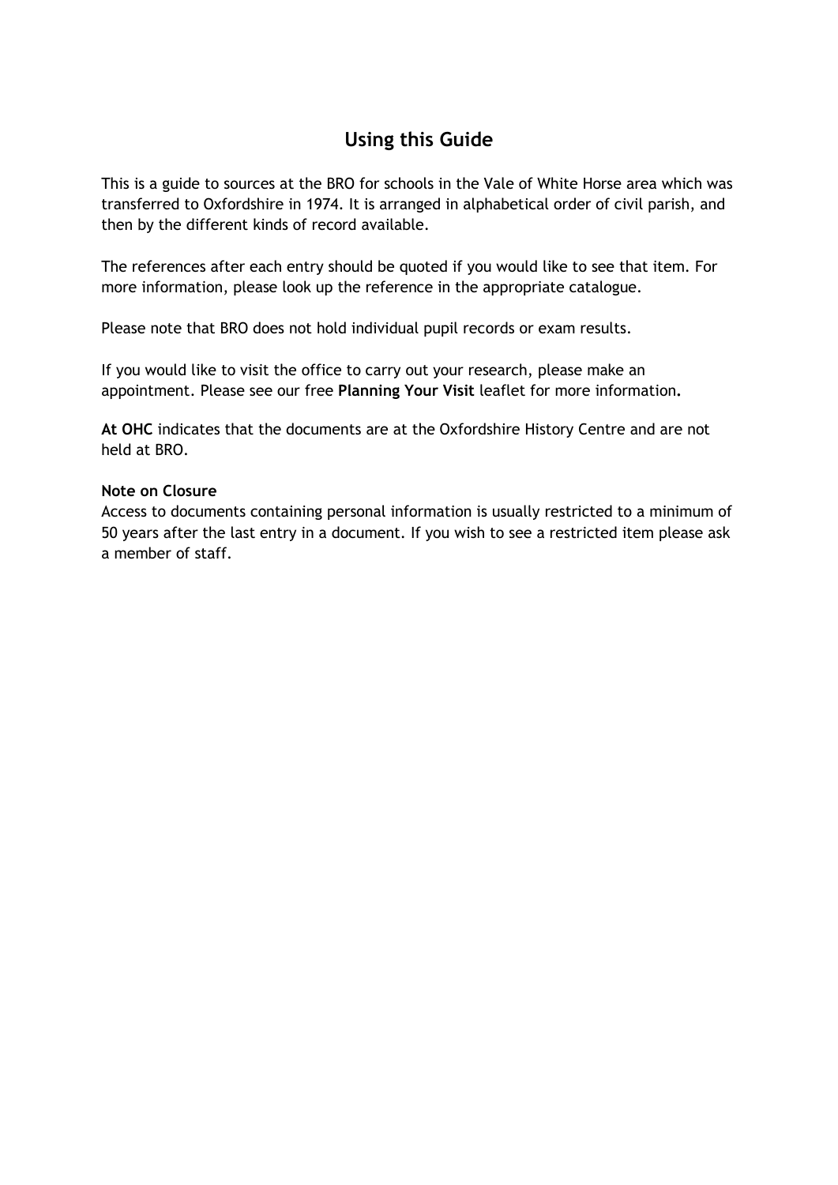# Using this Guide

This is a guide to sources at the BRO for schools in the Vale of White Horse area which was transferred to Oxfordshire in 1974. It is arranged in alphabetical order of civil parish, and then by the different kinds of record available.

The references after each entry should be quoted if you would like to see that item. For more information, please look up the reference in the appropriate catalogue.

Please note that BRO does not hold individual pupil records or exam results.

If you would like to visit the office to carry out your research, please make an appointment. Please see our free **Planning Your Visit** leaflet for more information**.**

**At OHC** indicates that the documents are at the Oxfordshire History Centre and are not held at BRO.

**Note on Closure**
Access to documents containing personal information is usually restricted to a minimum of 50 years after the last entry in a document. If you wish to see a restricted item please ask a member of staff.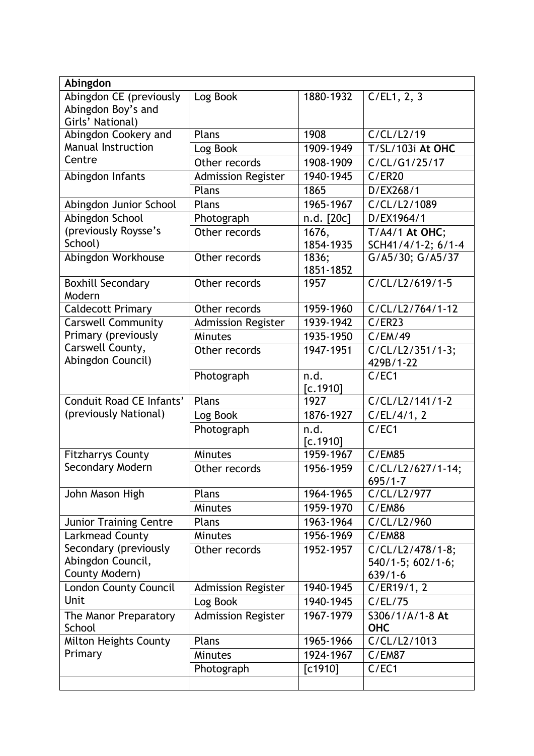| Abingdon | | | |
|---|---|---|---|
| Abingdon CE (previously Abingdon Boy's and Girls' National) | Log Book | 1880-1932 | C/EL1, 2, 3 |
| Abingdon Cookery and Manual Instruction Centre | Plans | 1908 | C/CL/L2/19 |
| | Log Book | 1909-1949 | T/SL/103i **At OHC** |
| | Other records | 1908-1909 | C/CL/G1/25/17 |
| Abingdon Infants | Admission Register | 1940-1945 | C/ER20 |
| | Plans | 1865 | D/EX268/1 |
| Abingdon Junior School | Plans | 1965-1967 | C/CL/L2/1089 |
| Abingdon School (previously Roysse's School) | Photograph | n.d. [20c] | D/EX1964/1 |
| | Other records | 1676, 1854-1935 | T/A4/1 **At OHC**; SCH41/4/1-2; 6/1-4 |
| Abingdon Workhouse | Other records | 1836; 1851-1852 | G/A5/30; G/A5/37 |
| Boxhill Secondary Modern | Other records | 1957 | C/CL/L2/619/1-5 |
| Caldecott Primary | Other records | 1959-1960 | C/CL/L2/764/1-12 |
| Carswell Community Primary (previously Carswell County, Abingdon Council) | Admission Register | 1939-1942 | C/ER23 |
| | Minutes | 1935-1950 | C/EM/49 |
| | Other records | 1947-1951 | C/CL/L2/351/1-3; 429B/1-22 |
| | Photograph | n.d. [c.1910] | C/EC1 |
| Conduit Road CE Infants' (previously National) | Plans | 1927 | C/CL/L2/141/1-2 |
| | Log Book | 1876-1927 | C/EL/4/1, 2 |
| | Photograph | n.d. [c.1910] | C/EC1 |
| Fitzharrys County Secondary Modern | Minutes | 1959-1967 | C/EM85 |
| | Other records | 1956-1959 | C/CL/L2/627/1-14; 695/1-7 |
| John Mason High | Plans | 1964-1965 | C/CL/L2/977 |
| | Minutes | 1959-1970 | C/EM86 |
| Junior Training Centre | Plans | 1963-1964 | C/CL/L2/960 |
| Larkmead County Secondary (previously Abingdon Council, County Modern) | Minutes | 1956-1969 | C/EM88 |
| | Other records | 1952-1957 | C/CL/L2/478/1-8; 540/1-5; 602/1-6; 639/1-6 |
| London County Council Unit | Admission Register | 1940-1945 | C/ER19/1, 2 |
| | Log Book | 1940-1945 | C/EL/75 |
| The Manor Preparatory School | Admission Register | 1967-1979 | S306/1/A/1-8 **At OHC** |
| Milton Heights County Primary | Plans | 1965-1966 | C/CL/L2/1013 |
| | Minutes | 1924-1967 | C/EM87 |
| | Photograph | [c1910] | C/EC1 |
| | | | |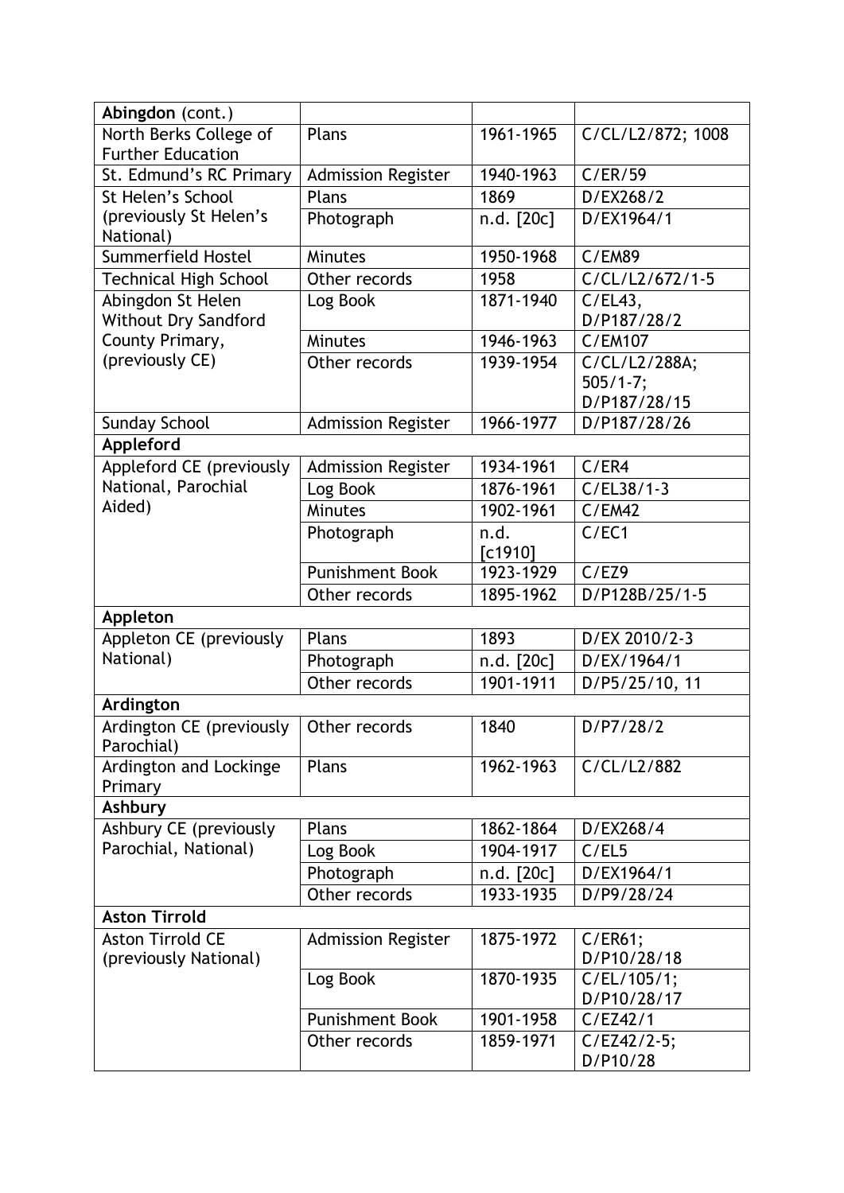| | | | |
|---|---|---|---|
| **Abingdon** (cont.) | | | |
| North Berks College of Further Education | Plans | 1961-1965 | C/CL/L2/872; 1008 |
| St. Edmund's RC Primary | Admission Register | 1940-1963 | C/ER/59 |
| St Helen's School (previously St Helen's National) | Plans | 1869 | D/EX268/2 |
| | Photograph | n.d. [20c] | D/EX1964/1 |
| Summerfield Hostel | Minutes | 1950-1968 | C/EM89 |
| Technical High School | Other records | 1958 | C/CL/L2/672/1-5 |
| Abingdon St Helen Without Dry Sandford County Primary, (previously CE) | Log Book | 1871-1940 | C/EL43, D/P187/28/2 |
| | Minutes | 1946-1963 | C/EM107 |
| | Other records | 1939-1954 | C/CL/L2/288A; 505/1-7; D/P187/28/15 |
| Sunday School | Admission Register | 1966-1977 | D/P187/28/26 |
| **Appleford** | | | |
| Appleford CE (previously National, Parochial Aided) | Admission Register | 1934-1961 | C/ER4 |
| | Log Book | 1876-1961 | C/EL38/1-3 |
| | Minutes | 1902-1961 | C/EM42 |
| | Photograph | n.d. [c1910] | C/EC1 |
| | Punishment Book | 1923-1929 | C/EZ9 |
| | Other records | 1895-1962 | D/P128B/25/1-5 |
| **Appleton** | | | |
| Appleton CE (previously National) | Plans | 1893 | D/EX 2010/2-3 |
| | Photograph | n.d. [20c] | D/EX/1964/1 |
| | Other records | 1901-1911 | D/P5/25/10, 11 |
| **Ardington** | | | |
| Ardington CE (previously Parochial) | Other records | 1840 | D/P7/28/2 |
| Ardington and Lockinge Primary | Plans | 1962-1963 | C/CL/L2/882 |
| **Ashbury** | | | |
| Ashbury CE (previously Parochial, National) | Plans | 1862-1864 | D/EX268/4 |
| | Log Book | 1904-1917 | C/EL5 |
| | Photograph | n.d. [20c] | D/EX1964/1 |
| | Other records | 1933-1935 | D/P9/28/24 |
| **Aston Tirrold** | | | |
| Aston Tirrold CE (previously National) | Admission Register | 1875-1972 | C/ER61; D/P10/28/18 |
| | Log Book | 1870-1935 | C/EL/105/1; D/P10/28/17 |
| | Punishment Book | 1901-1958 | C/EZ42/1 |
| | Other records | 1859-1971 | C/EZ42/2-5; D/P10/28 |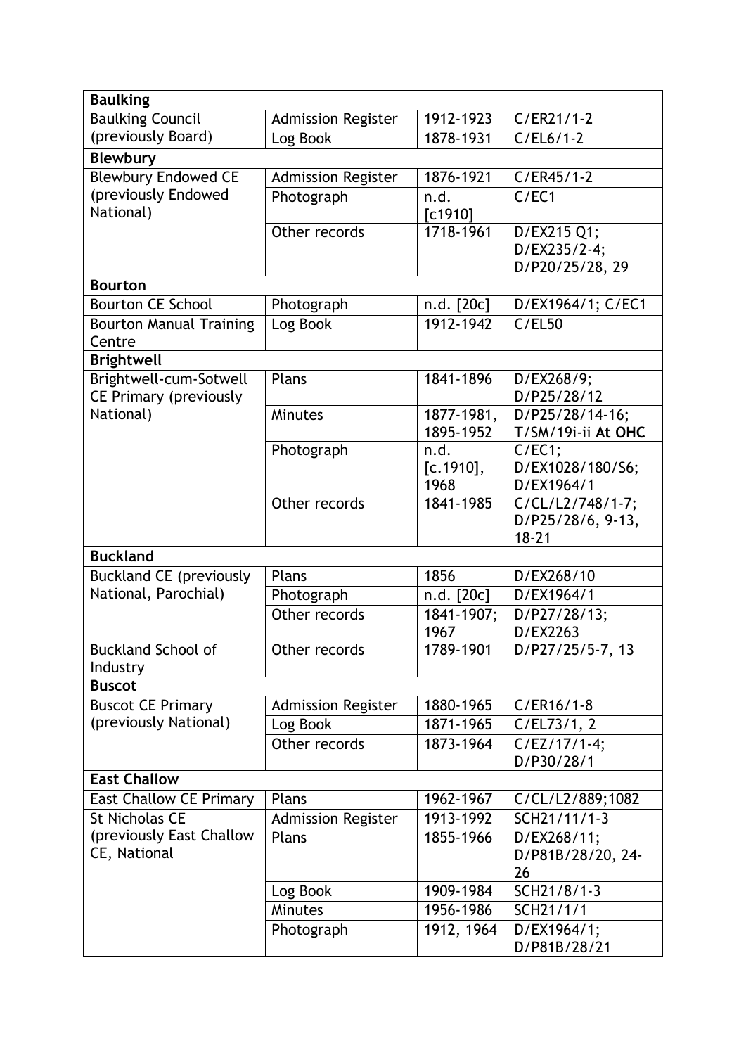| | | | |
|---|---|---|---|
| **Baulking** | | | |
| Baulking Council (previously Board) | Admission Register | 1912-1923 | C/ER21/1-2 |
| | Log Book | 1878-1931 | C/EL6/1-2 |
| **Blewbury** | | | |
| Blewbury Endowed CE (previously Endowed National) | Admission Register | 1876-1921 | C/ER45/1-2 |
| | Photograph | n.d. [c1910] | C/EC1 |
| | Other records | 1718-1961 | D/EX215 Q1; D/EX235/2-4; D/P20/25/28, 29 |
| **Bourton** | | | |
| Bourton CE School | Photograph | n.d. [20c] | D/EX1964/1; C/EC1 |
| Bourton Manual Training Centre | Log Book | 1912-1942 | C/EL50 |
| **Brightwell** | | | |
| Brightwell-cum-Sotwell CE Primary (previously National) | Plans | 1841-1896 | D/EX268/9; D/P25/28/12 |
| | Minutes | 1877-1981, 1895-1952 | D/P25/28/14-16; T/SM/19i-ii **At OHC** |
| | Photograph | n.d. [c.1910], 1968 | C/EC1; D/EX1028/180/S6; D/EX1964/1 |
| | Other records | 1841-1985 | C/CL/L2/748/1-7; D/P25/28/6, 9-13, 18-21 |
| **Buckland** | | | |
| Buckland CE (previously National, Parochial) | Plans | 1856 | D/EX268/10 |
| | Photograph | n.d. [20c] | D/EX1964/1 |
| | Other records | 1841-1907; 1967 | D/P27/28/13; D/EX2263 |
| Buckland School of Industry | Other records | 1789-1901 | D/P27/25/5-7, 13 |
| **Buscot** | | | |
| Buscot CE Primary (previously National) | Admission Register | 1880-1965 | C/ER16/1-8 |
| | Log Book | 1871-1965 | C/EL73/1, 2 |
| | Other records | 1873-1964 | C/EZ/17/1-4; D/P30/28/1 |
| **East Challow** | | | |
| East Challow CE Primary | Plans | 1962-1967 | C/CL/L2/889;1082 |
| St Nicholas CE (previously East Challow CE, National | Admission Register | 1913-1992 | SCH21/11/1-3 |
| | Plans | 1855-1966 | D/EX268/11; D/P81B/28/20, 24-26 |
| | Log Book | 1909-1984 | SCH21/8/1-3 |
| | Minutes | 1956-1986 | SCH21/1/1 |
| | Photograph | 1912, 1964 | D/EX1964/1; D/P81B/28/21 |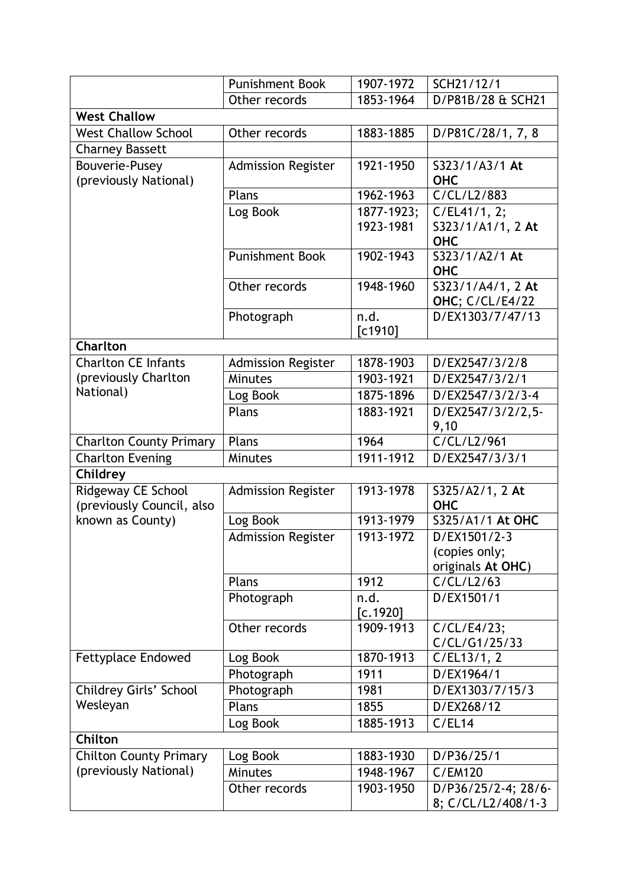| | | | |
|---|---|---|---|
| | Punishment Book | 1907-1972 | SCH21/12/1 |
| | Other records | 1853-1964 | D/P81B/28 & SCH21 |
| **West Challow** | | | |
| West Challow School | Other records | 1883-1885 | D/P81C/28/1, 7, 8 |
| Charney Bassett | | | |
| Bouverie-Pusey (previously National) | Admission Register | 1921-1950 | S323/1/A3/1 **At OHC** |
| | Plans | 1962-1963 | C/CL/L2/883 |
| | Log Book | 1877-1923; 1923-1981 | C/EL41/1, 2; S323/1/A1/1, 2 **At OHC** |
| | Punishment Book | 1902-1943 | S323/1/A2/1 **At OHC** |
| | Other records | 1948-1960 | S323/1/A4/1, 2 **At OHC**; C/CL/E4/22 |
| | Photograph | n.d. [c1910] | D/EX1303/7/47/13 |
| **Charlton** | | | |
| Charlton CE Infants (previously Charlton National) | Admission Register | 1878-1903 | D/EX2547/3/2/8 |
| | Minutes | 1903-1921 | D/EX2547/3/2/1 |
| | Log Book | 1875-1896 | D/EX2547/3/2/3-4 |
| | Plans | 1883-1921 | D/EX2547/3/2/2,5-9,10 |
| Charlton County Primary | Plans | 1964 | C/CL/L2/961 |
| Charlton Evening | Minutes | 1911-1912 | D/EX2547/3/3/1 |
| **Childrey** | | | |
| Ridgeway CE School (previously Council, also known as County) | Admission Register | 1913-1978 | S325/A2/1, 2 **At OHC** |
| | Log Book | 1913-1979 | S325/A1/1 **At OHC** |
| | Admission Register | 1913-1972 | D/EX1501/2-3 (copies only; originals **At OHC**) |
| | Plans | 1912 | C/CL/L2/63 |
| | Photograph | n.d. [c.1920] | D/EX1501/1 |
| | Other records | 1909-1913 | C/CL/E4/23; C/CL/G1/25/33 |
| Fettyplace Endowed | Log Book | 1870-1913 | C/EL13/1, 2 |
| | Photograph | 1911 | D/EX1964/1 |
| Childrey Girls' School Wesleyan | Photograph | 1981 | D/EX1303/7/15/3 |
| | Plans | 1855 | D/EX268/12 |
| | Log Book | 1885-1913 | C/EL14 |
| **Chilton** | | | |
| Chilton County Primary (previously National) | Log Book | 1883-1930 | D/P36/25/1 |
| | Minutes | 1948-1967 | C/EM120 |
| | Other records | 1903-1950 | D/P36/25/2-4; 28/6-8; C/CL/L2/408/1-3 |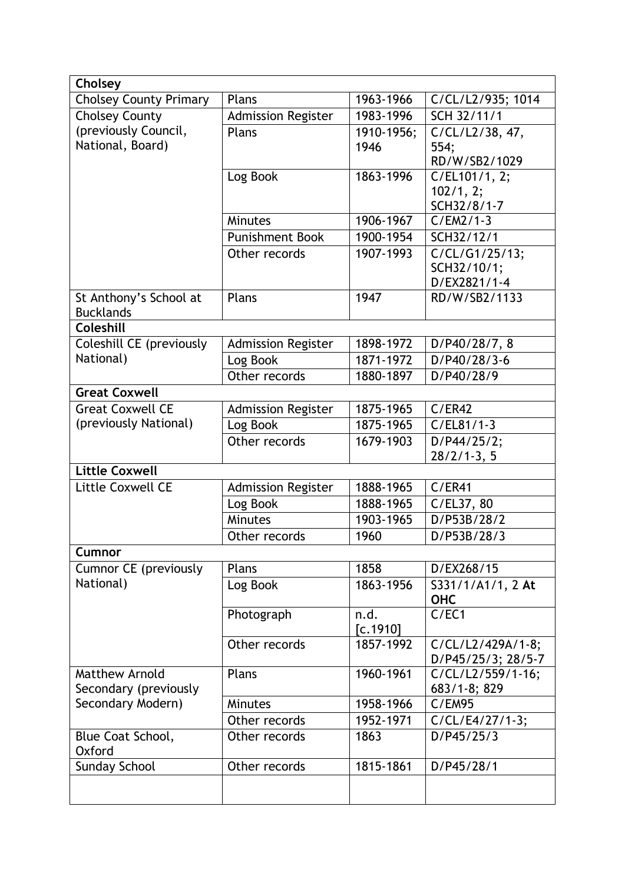| | | | |
|---|---|---|---|
| **Cholsey** | | | |
| Cholsey County Primary | Plans | 1963-1966 | C/CL/L2/935; 1014 |
| Cholsey County (previously Council, National, Board) | Admission Register | 1983-1996 | SCH 32/11/1 |
| | Plans | 1910-1956; 1946 | C/CL/L2/38, 47, 554; RD/W/SB2/1029 |
| | Log Book | 1863-1996 | C/EL101/1, 2; 102/1, 2; SCH32/8/1-7 |
| | Minutes | 1906-1967 | C/EM2/1-3 |
| | Punishment Book | 1900-1954 | SCH32/12/1 |
| | Other records | 1907-1993 | C/CL/G1/25/13; SCH32/10/1; D/EX2821/1-4 |
| St Anthony's School at Bucklands | Plans | 1947 | RD/W/SB2/1133 |
| **Coleshill** | | | |
| Coleshill CE (previously National) | Admission Register | 1898-1972 | D/P40/28/7, 8 |
| | Log Book | 1871-1972 | D/P40/28/3-6 |
| | Other records | 1880-1897 | D/P40/28/9 |
| **Great Coxwell** | | | |
| Great Coxwell CE (previously National) | Admission Register | 1875-1965 | C/ER42 |
| | Log Book | 1875-1965 | C/EL81/1-3 |
| | Other records | 1679-1903 | D/P44/25/2; 28/2/1-3, 5 |
| **Little Coxwell** | | | |
| Little Coxwell CE | Admission Register | 1888-1965 | C/ER41 |
| | Log Book | 1888-1965 | C/EL37, 80 |
| | Minutes | 1903-1965 | D/P53B/28/2 |
| | Other records | 1960 | D/P53B/28/3 |
| **Cumnor** | | | |
| Cumnor CE (previously National) | Plans | 1858 | D/EX268/15 |
| | Log Book | 1863-1956 | S331/1/A1/1, 2 **At OHC** |
| | Photograph | n.d. [c.1910] | C/EC1 |
| | Other records | 1857-1992 | C/CL/L2/429A/1-8; D/P45/25/3; 28/5-7 |
| Matthew Arnold Secondary (previously Secondary Modern) | Plans | 1960-1961 | C/CL/L2/559/1-16; 683/1-8; 829 |
| | Minutes | 1958-1966 | C/EM95 |
| | Other records | 1952-1971 | C/CL/E4/27/1-3; |
| Blue Coat School, Oxford | Other records | 1863 | D/P45/25/3 |
| Sunday School | Other records | 1815-1861 | D/P45/28/1 |
| | | | |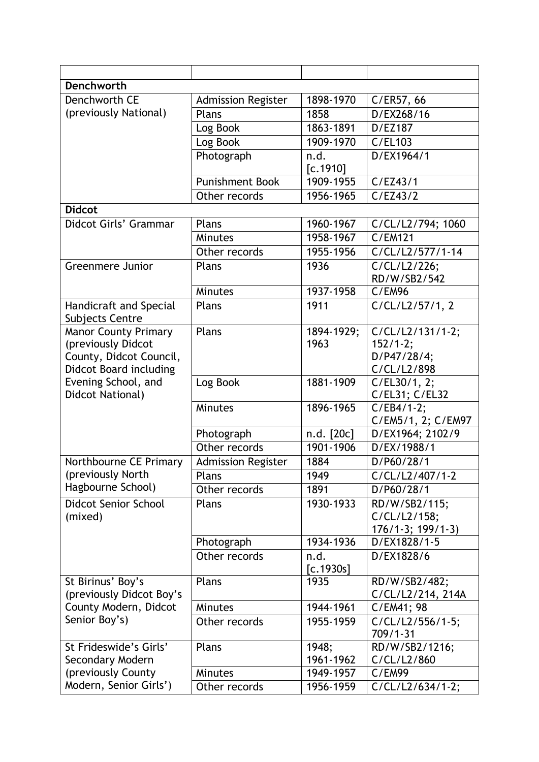| | | | |
|---|---|---|---|
| **Denchworth** | | | |
| Denchworth CE (previously National) | Admission Register | 1898-1970 | C/ER57, 66 |
| | Plans | 1858 | D/EX268/16 |
| | Log Book | 1863-1891 | D/EZ187 |
| | Log Book | 1909-1970 | C/EL103 |
| | Photograph | n.d. [c.1910] | D/EX1964/1 |
| | Punishment Book | 1909-1955 | C/EZ43/1 |
| | Other records | 1956-1965 | C/EZ43/2 |
| **Didcot** | | | |
| Didcot Girls' Grammar | Plans | 1960-1967 | C/CL/L2/794; 1060 |
| | Minutes | 1958-1967 | C/EM121 |
| | Other records | 1955-1956 | C/CL/L2/577/1-14 |
| Greenmere Junior | Plans | 1936 | C/CL/L2/226; RD/W/SB2/542 |
| | Minutes | 1937-1958 | C/EM96 |
| Handicraft and Special Subjects Centre | Plans | 1911 | C/CL/L2/57/1, 2 |
| Manor County Primary (previously Didcot County, Didcot Council, Didcot Board including Evening School, and Didcot National) | Plans | 1894-1929; 1963 | C/CL/L2/131/1-2; 152/1-2; D/P47/28/4; C/CL/L2/898 |
| | Log Book | 1881-1909 | C/EL30/1, 2; C/EL31; C/EL32 |
| | Minutes | 1896-1965 | C/EB4/1-2; C/EM5/1, 2; C/EM97 |
| | Photograph | n.d. [20c] | D/EX1964; 2102/9 |
| | Other records | 1901-1906 | D/EX/1988/1 |
| Northbourne CE Primary (previously North Hagbourne School) | Admission Register | 1884 | D/P60/28/1 |
| | Plans | 1949 | C/CL/L2/407/1-2 |
| | Other records | 1891 | D/P60/28/1 |
| Didcot Senior School (mixed) | Plans | 1930-1933 | RD/W/SB2/115; C/CL/L2/158; 176/1-3; 199/1-3) |
| | Photograph | 1934-1936 | D/EX1828/1-5 |
| | Other records | n.d. [c.1930s] | D/EX1828/6 |
| St Birinus' Boy's (previously Didcot Boy's County Modern, Didcot Senior Boy's) | Plans | 1935 | RD/W/SB2/482; C/CL/L2/214, 214A |
| | Minutes | 1944-1961 | C/EM41; 98 |
| | Other records | 1955-1959 | C/CL/L2/556/1-5; 709/1-31 |
| St Frideswide's Girls' Secondary Modern (previously County Modern, Senior Girls') | Plans | 1948; 1961-1962 | RD/W/SB2/1216; C/CL/L2/860 |
| | Minutes | 1949-1957 | C/EM99 |
| | Other records | 1956-1959 | C/CL/L2/634/1-2; |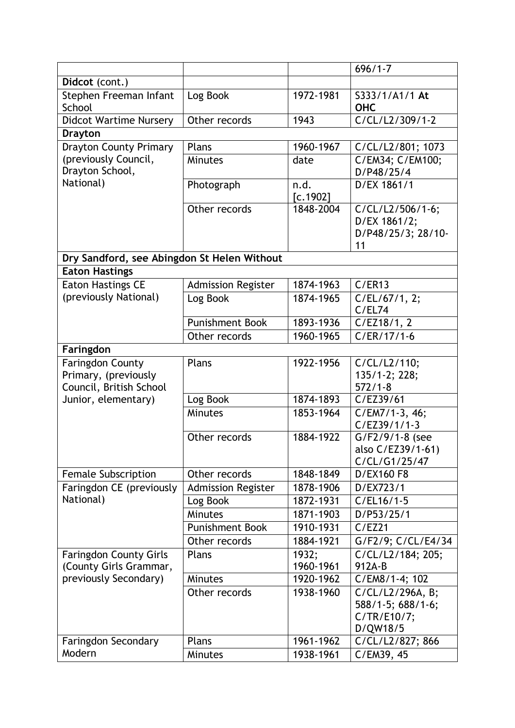| | | | |
|---|---|---|---|
| | | | 696/1-7 |
| **Didcot** (cont.) | | | |
| Stephen Freeman Infant School | Log Book | 1972-1981 | S333/1/A1/1 **At OHC** |
| Didcot Wartime Nursery | Other records | 1943 | C/CL/L2/309/1-2 |
| **Drayton** | | | |
| Drayton County Primary (previously Council, Drayton School, National) | Plans | 1960-1967 | C/CL/L2/801; 1073 |
| | Minutes | date | C/EM34; C/EM100; D/P48/25/4 |
| | Photograph | n.d. [c.1902] | D/EX 1861/1 |
| | Other records | 1848-2004 | C/CL/L2/506/1-6; D/EX 1861/2; D/P48/25/3; 28/10-11 |
| **Dry Sandford, see Abingdon St Helen Without** | | | |
| **Eaton Hastings** | | | |
| Eaton Hastings CE (previously National) | Admission Register | 1874-1963 | C/ER13 |
| | Log Book | 1874-1965 | C/EL/67/1, 2; C/EL74 |
| | Punishment Book | 1893-1936 | C/EZ18/1, 2 |
| | Other records | 1960-1965 | C/ER/17/1-6 |
| **Faringdon** | | | |
| Faringdon County Primary, (previously Council, British School Junior, elementary) | Plans | 1922-1956 | C/CL/L2/110; 135/1-2; 228; 572/1-8 |
| | Log Book | 1874-1893 | C/EZ39/61 |
| | Minutes | 1853-1964 | C/EM7/1-3, 46; C/EZ39/1/1-3 |
| | Other records | 1884-1922 | G/F2/9/1-8 (see also C/EZ39/1-61) C/CL/G1/25/47 |
| Female Subscription | Other records | 1848-1849 | D/EX160 F8 |
| Faringdon CE (previously National) | Admission Register | 1878-1906 | D/EX723/1 |
| | Log Book | 1872-1931 | C/EL16/1-5 |
| | Minutes | 1871-1903 | D/P53/25/1 |
| | Punishment Book | 1910-1931 | C/EZ21 |
| | Other records | 1884-1921 | G/F2/9; C/CL/E4/34 |
| Faringdon County Girls (County Girls Grammar, previously Secondary) | Plans | 1932; 1960-1961 | C/CL/L2/184; 205; 912A-B |
| | Minutes | 1920-1962 | C/EM8/1-4; 102 |
| | Other records | 1938-1960 | C/CL/L2/296A, B; 588/1-5; 688/1-6; C/TR/E10/7; D/QW18/5 |
| Faringdon Secondary Modern | Plans | 1961-1962 | C/CL/L2/827; 866 |
| | Minutes | 1938-1961 | C/EM39, 45 |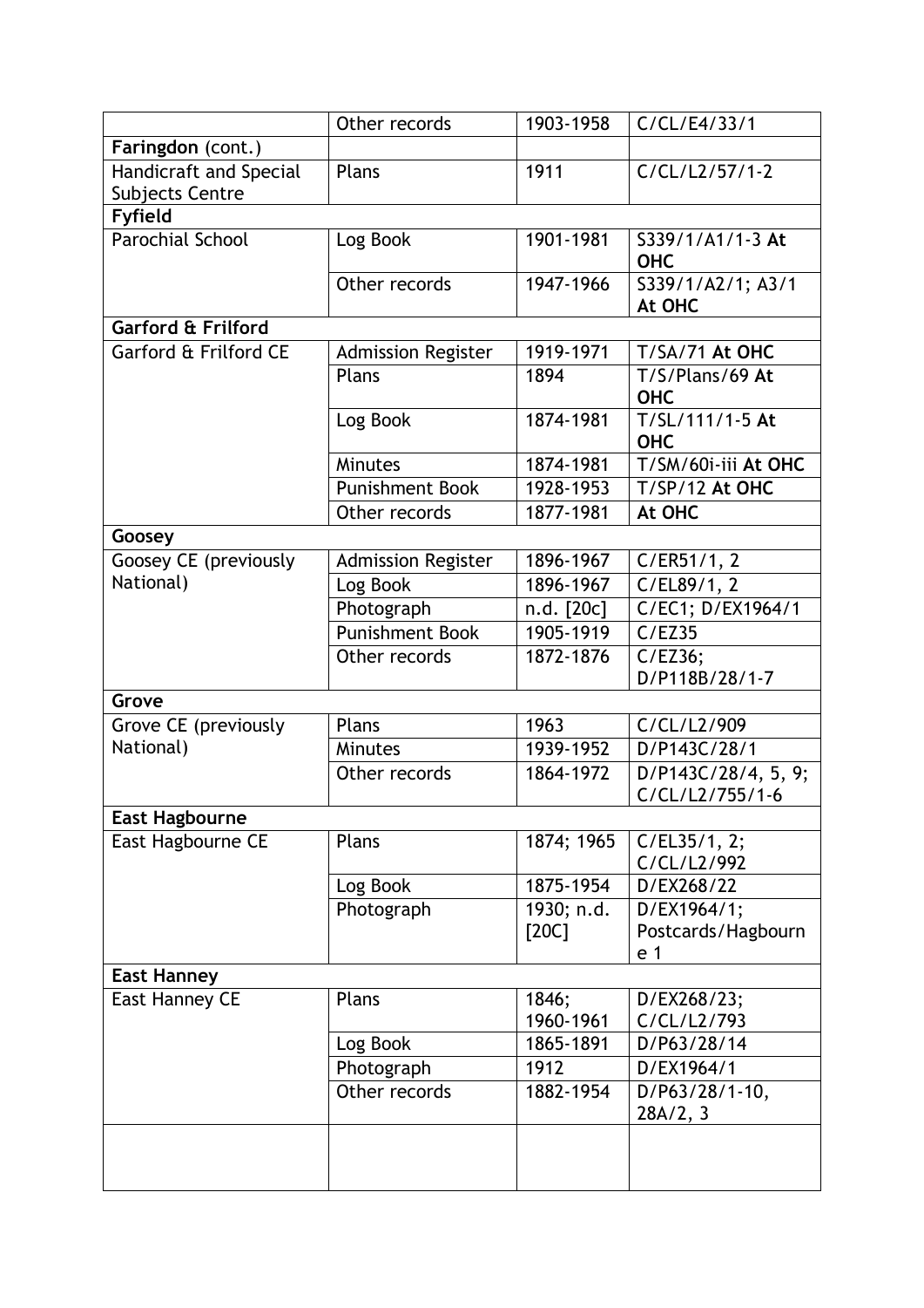| | | | |
|---|---|---|---|
| | Other records | 1903-1958 | C/CL/E4/33/1 |
| **Faringdon** (cont.) | | | |
| Handicraft and Special Subjects Centre | Plans | 1911 | C/CL/L2/57/1-2 |
| **Fyfield** | | | |
| Parochial School | Log Book | 1901-1981 | S339/1/A1/1-3 **At OHC** |
| | Other records | 1947-1966 | S339/1/A2/1; A3/1 **At OHC** |
| **Garford & Frilford** | | | |
| Garford & Frilford CE | Admission Register | 1919-1971 | T/SA/71 **At OHC** |
| | Plans | 1894 | T/S/Plans/69 **At OHC** |
| | Log Book | 1874-1981 | T/SL/111/1-5 **At OHC** |
| | Minutes | 1874-1981 | T/SM/60i-iii **At OHC** |
| | Punishment Book | 1928-1953 | T/SP/12 **At OHC** |
| | Other records | 1877-1981 | **At OHC** |
| **Goosey** | | | |
| Goosey CE (previously National) | Admission Register | 1896-1967 | C/ER51/1, 2 |
| | Log Book | 1896-1967 | C/EL89/1, 2 |
| | Photograph | n.d. [20c] | C/EC1; D/EX1964/1 |
| | Punishment Book | 1905-1919 | C/EZ35 |
| | Other records | 1872-1876 | C/EZ36; D/P118B/28/1-7 |
| **Grove** | | | |
| Grove CE (previously National) | Plans | 1963 | C/CL/L2/909 |
| | Minutes | 1939-1952 | D/P143C/28/1 |
| | Other records | 1864-1972 | D/P143C/28/4, 5, 9; C/CL/L2/755/1-6 |
| **East Hagbourne** | | | |
| East Hagbourne CE | Plans | 1874; 1965 | C/EL35/1, 2; C/CL/L2/992 |
| | Log Book | 1875-1954 | D/EX268/22 |
| | Photograph | 1930; n.d. [20C] | D/EX1964/1; Postcards/Hagbourne 1 |
| **East Hanney** | | | |
| East Hanney CE | Plans | 1846; 1960-1961 | D/EX268/23; C/CL/L2/793 |
| | Log Book | 1865-1891 | D/P63/28/14 |
| | Photograph | 1912 | D/EX1964/1 |
| | Other records | 1882-1954 | D/P63/28/1-10, 28A/2, 3 |
| | | | |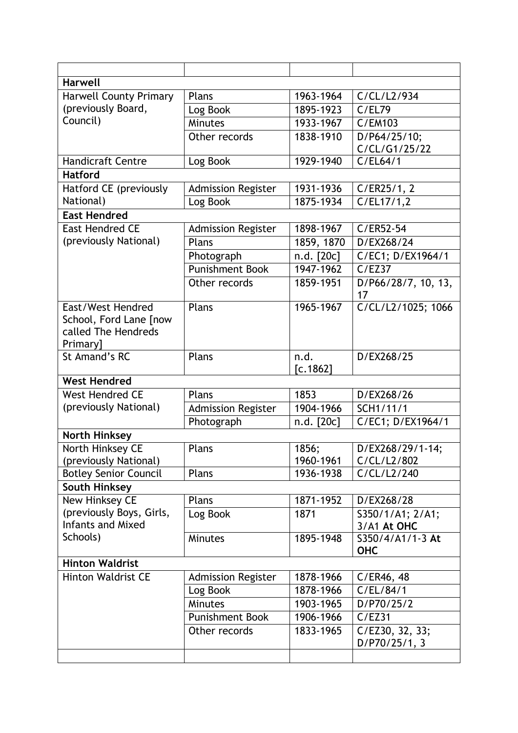| | | | |
|---|---|---|---|
| **Harwell** | | | |
| Harwell County Primary (previously Board, Council) | Plans | 1963-1964 | C/CL/L2/934 |
| | Log Book | 1895-1923 | C/EL79 |
| | Minutes | 1933-1967 | C/EM103 |
| | Other records | 1838-1910 | D/P64/25/10; C/CL/G1/25/22 |
| Handicraft Centre | Log Book | 1929-1940 | C/EL64/1 |
| **Hatford** | | | |
| Hatford CE (previously National) | Admission Register | 1931-1936 | C/ER25/1, 2 |
| | Log Book | 1875-1934 | C/EL17/1,2 |
| **East Hendred** | | | |
| East Hendred CE (previously National) | Admission Register | 1898-1967 | C/ER52-54 |
| | Plans | 1859, 1870 | D/EX268/24 |
| | Photograph | n.d. [20c] | C/EC1; D/EX1964/1 |
| | Punishment Book | 1947-1962 | C/EZ37 |
| | Other records | 1859-1951 | D/P66/28/7, 10, 13, 17 |
| East/West Hendred School, Ford Lane [now called The Hendreds Primary] | Plans | 1965-1967 | C/CL/L2/1025; 1066 |
| St Amand's RC | Plans | n.d. [c.1862] | D/EX268/25 |
| **West Hendred** | | | |
| West Hendred CE (previously National) | Plans | 1853 | D/EX268/26 |
| | Admission Register | 1904-1966 | SCH1/11/1 |
| | Photograph | n.d. [20c] | C/EC1; D/EX1964/1 |
| **North Hinksey** | | | |
| North Hinksey CE (previously National) | Plans | 1856; 1960-1961 | D/EX268/29/1-14; C/CL/L2/802 |
| Botley Senior Council | Plans | 1936-1938 | C/CL/L2/240 |
| **South Hinksey** | | | |
| New Hinksey CE (previously Boys, Girls, Infants and Mixed Schools) | Plans | 1871-1952 | D/EX268/28 |
| | Log Book | 1871 | S350/1/A1; 2/A1; 3/A1 **At OHC** |
| | Minutes | 1895-1948 | S350/4/A1/1-3 **At OHC** |
| **Hinton Waldrist** | | | |
| Hinton Waldrist CE | Admission Register | 1878-1966 | C/ER46, 48 |
| | Log Book | 1878-1966 | C/EL/84/1 |
| | Minutes | 1903-1965 | D/P70/25/2 |
| | Punishment Book | 1906-1966 | C/EZ31 |
| | Other records | 1833-1965 | C/EZ30, 32, 33; D/P70/25/1, 3 |
| | | | |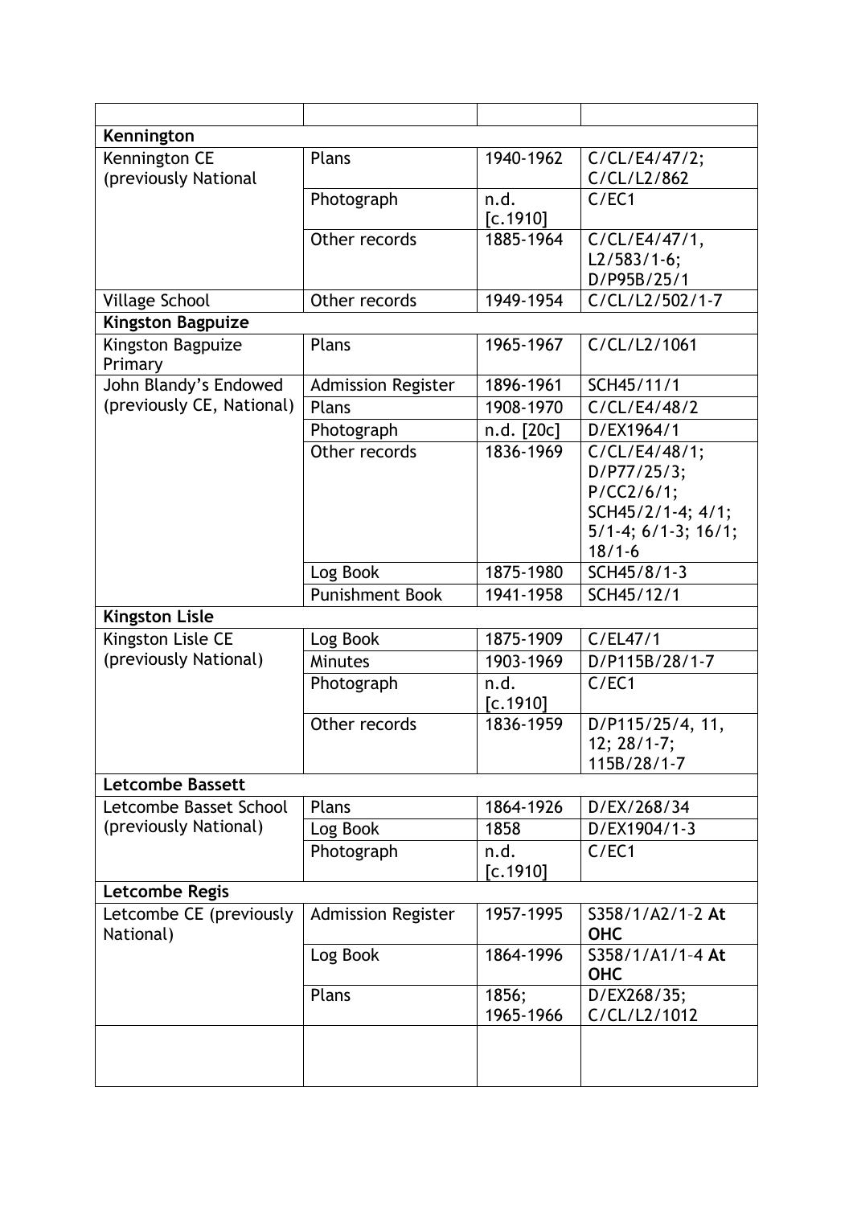| | | | |
|---|---|---|---|
| **Kennington** | | | |
| Kennington CE (previously National | Plans | 1940-1962 | C/CL/E4/47/2; C/CL/L2/862 |
| | Photograph | n.d. [c.1910] | C/EC1 |
| | Other records | 1885-1964 | C/CL/E4/47/1, L2/583/1-6; D/P95B/25/1 |
| Village School | Other records | 1949-1954 | C/CL/L2/502/1-7 |
| **Kingston Bagpuize** | | | |
| Kingston Bagpuize Primary | Plans | 1965-1967 | C/CL/L2/1061 |
| John Blandy's Endowed (previously CE, National) | Admission Register | 1896-1961 | SCH45/11/1 |
| | Plans | 1908-1970 | C/CL/E4/48/2 |
| | Photograph | n.d. [20c] | D/EX1964/1 |
| | Other records | 1836-1969 | C/CL/E4/48/1; D/P77/25/3; P/CC2/6/1; SCH45/2/1-4; 4/1; 5/1-4; 6/1-3; 16/1; 18/1-6 |
| | Log Book | 1875-1980 | SCH45/8/1-3 |
| | Punishment Book | 1941-1958 | SCH45/12/1 |
| **Kingston Lisle** | | | |
| Kingston Lisle CE (previously National) | Log Book | 1875-1909 | C/EL47/1 |
| | Minutes | 1903-1969 | D/P115B/28/1-7 |
| | Photograph | n.d. [c.1910] | C/EC1 |
| | Other records | 1836-1959 | D/P115/25/4, 11, 12; 28/1-7; 115B/28/1-7 |
| **Letcombe Bassett** | | | |
| Letcombe Basset School (previously National) | Plans | 1864-1926 | D/EX/268/34 |
| | Log Book | 1858 | D/EX1904/1-3 |
| | Photograph | n.d. [c.1910] | C/EC1 |
| **Letcombe Regis** | | | |
| Letcombe CE (previously National) | Admission Register | 1957-1995 | S358/1/A2/1-2 **At OHC** |
| | Log Book | 1864-1996 | S358/1/A1/1–4 **At OHC** |
| | Plans | 1856; 1965-1966 | D/EX268/35; C/CL/L2/1012 |
| | | | |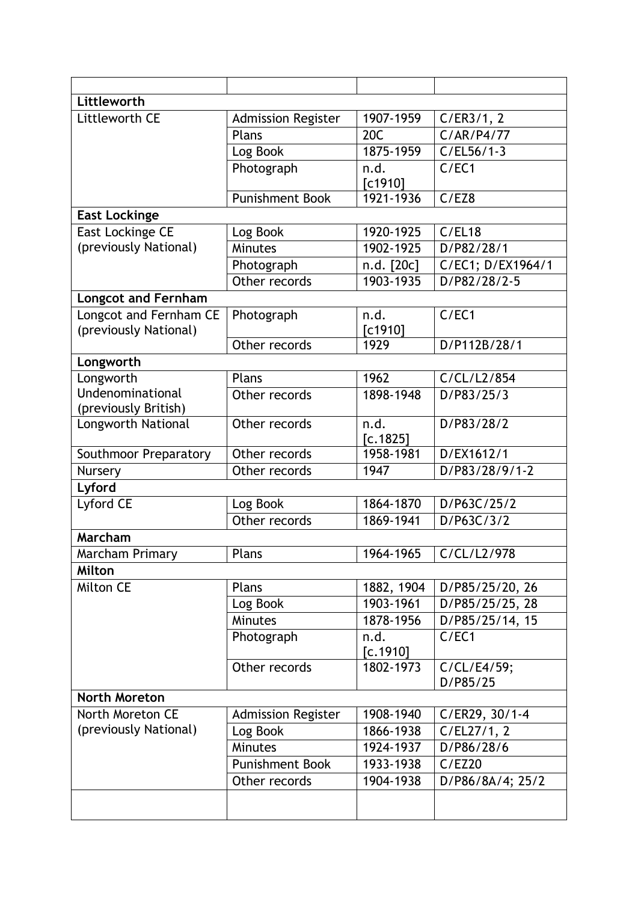| | | | |
|---|---|---|---|
| **Littleworth** | | | |
| Littleworth CE | Admission Register | 1907-1959 | C/ER3/1, 2 |
| | Plans | 20C | C/AR/P4/77 |
| | Log Book | 1875-1959 | C/EL56/1-3 |
| | Photograph | n.d. [c1910] | C/EC1 |
| | Punishment Book | 1921-1936 | C/EZ8 |
| **East Lockinge** | | | |
| East Lockinge CE (previously National) | Log Book | 1920-1925 | C/EL18 |
| | Minutes | 1902-1925 | D/P82/28/1 |
| | Photograph | n.d. [20c] | C/EC1; D/EX1964/1 |
| | Other records | 1903-1935 | D/P82/28/2-5 |
| **Longcot and Fernham** | | | |
| Longcot and Fernham CE (previously National) | Photograph | n.d. [c1910] | C/EC1 |
| | Other records | 1929 | D/P112B/28/1 |
| **Longworth** | | | |
| Longworth Undenominational (previously British) | Plans | 1962 | C/CL/L2/854 |
| | Other records | 1898-1948 | D/P83/25/3 |
| Longworth National | Other records | n.d. [c.1825] | D/P83/28/2 |
| Southmoor Preparatory | Other records | 1958-1981 | D/EX1612/1 |
| Nursery | Other records | 1947 | D/P83/28/9/1-2 |
| **Lyford** | | | |
| Lyford CE | Log Book | 1864-1870 | D/P63C/25/2 |
| | Other records | 1869-1941 | D/P63C/3/2 |
| **Marcham** | | | |
| Marcham Primary | Plans | 1964-1965 | C/CL/L2/978 |
| **Milton** | | | |
| Milton CE | Plans | 1882, 1904 | D/P85/25/20, 26 |
| | Log Book | 1903-1961 | D/P85/25/25, 28 |
| | Minutes | 1878-1956 | D/P85/25/14, 15 |
| | Photograph | n.d. [c.1910] | C/EC1 |
| | Other records | 1802-1973 | C/CL/E4/59; D/P85/25 |
| **North Moreton** | | | |
| North Moreton CE (previously National) | Admission Register | 1908-1940 | C/ER29, 30/1-4 |
| | Log Book | 1866-1938 | C/EL27/1, 2 |
| | Minutes | 1924-1937 | D/P86/28/6 |
| | Punishment Book | 1933-1938 | C/EZ20 |
| | Other records | 1904-1938 | D/P86/8A/4; 25/2 |
| | | | |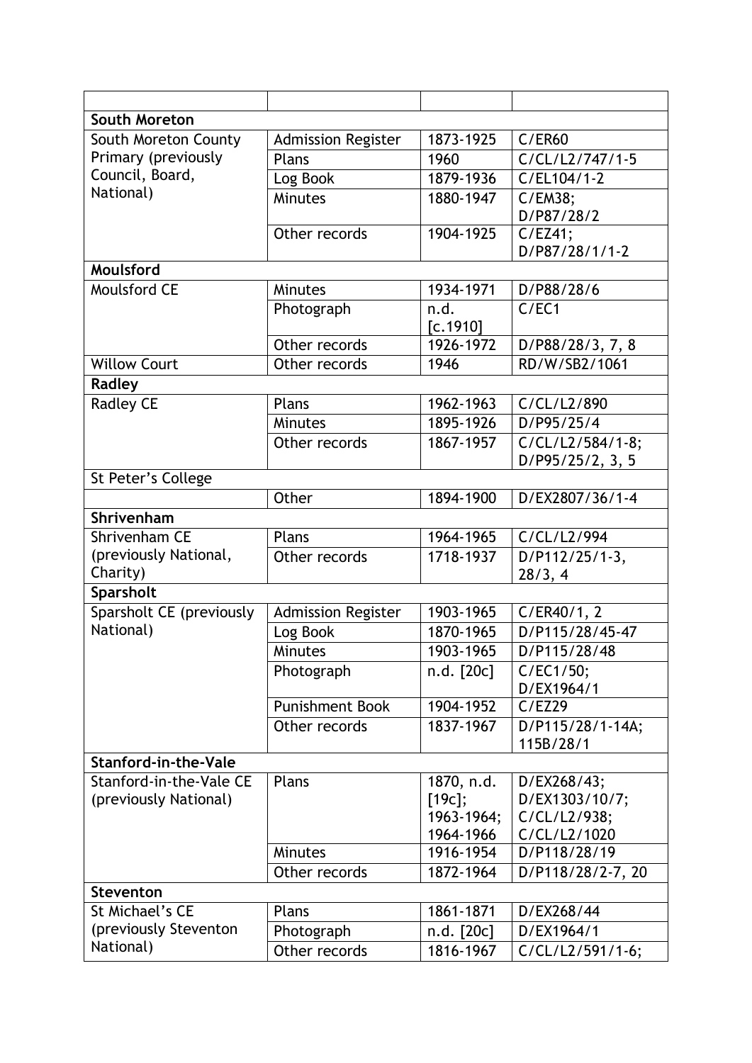| | | | |
|---|---|---|---|
| **South Moreton** | | | |
| South Moreton County Primary (previously Council, Board, National) | Admission Register | 1873-1925 | C/ER60 |
| | Plans | 1960 | C/CL/L2/747/1-5 |
| | Log Book | 1879-1936 | C/EL104/1-2 |
| | Minutes | 1880-1947 | C/EM38; D/P87/28/2 |
| | Other records | 1904-1925 | C/EZ41; D/P87/28/1/1-2 |
| **Moulsford** | | | |
| Moulsford CE | Minutes | 1934-1971 | D/P88/28/6 |
| | Photograph | n.d. [c.1910] | C/EC1 |
| | Other records | 1926-1972 | D/P88/28/3, 7, 8 |
| Willow Court | Other records | 1946 | RD/W/SB2/1061 |
| **Radley** | | | |
| Radley CE | Plans | 1962-1963 | C/CL/L2/890 |
| | Minutes | 1895-1926 | D/P95/25/4 |
| | Other records | 1867-1957 | C/CL/L2/584/1-8; D/P95/25/2, 3, 5 |
| St Peter's College | | | |
| | Other | 1894-1900 | D/EX2807/36/1-4 |
| **Shrivenham** | | | |
| Shrivenham CE (previously National, Charity) | Plans | 1964-1965 | C/CL/L2/994 |
| | Other records | 1718-1937 | D/P112/25/1-3, 28/3, 4 |
| **Sparsholt** | | | |
| Sparsholt CE (previously National) | Admission Register | 1903-1965 | C/ER40/1, 2 |
| | Log Book | 1870-1965 | D/P115/28/45-47 |
| | Minutes | 1903-1965 | D/P115/28/48 |
| | Photograph | n.d. [20c] | C/EC1/50; D/EX1964/1 |
| | Punishment Book | 1904-1952 | C/EZ29 |
| | Other records | 1837-1967 | D/P115/28/1-14A; 115B/28/1 |
| **Stanford-in-the-Vale** | | | |
| Stanford-in-the-Vale CE (previously National) | Plans | 1870, n.d. [19c]; 1963-1964; 1964-1966 | D/EX268/43; D/EX1303/10/7; C/CL/L2/938; C/CL/L2/1020 |
| | Minutes | 1916-1954 | D/P118/28/19 |
| | Other records | 1872-1964 | D/P118/28/2-7, 20 |
| **Steventon** | | | |
| St Michael's CE (previously Steventon National) | Plans | 1861-1871 | D/EX268/44 |
| | Photograph | n.d. [20c] | D/EX1964/1 |
| | Other records | 1816-1967 | C/CL/L2/591/1-6; |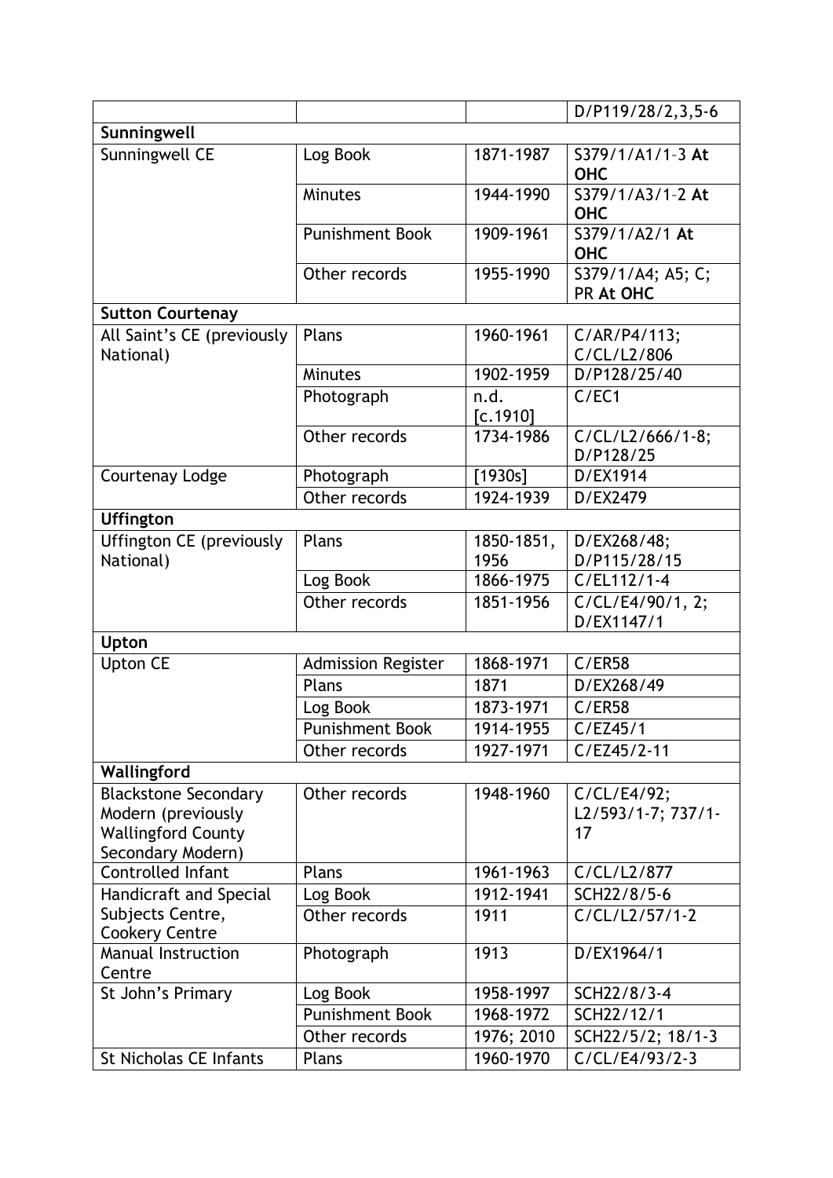| | | | |
|---|---|---|---|
| | | | D/P119/28/2,3,5-6 |
| **Sunningwell** | | | |
| Sunningwell CE | Log Book | 1871-1987 | S379/1/A1/1-3 **At OHC** |
| | Minutes | 1944-1990 | S379/1/A3/1-2 **At OHC** |
| | Punishment Book | 1909-1961 | S379/1/A2/1 **At OHC** |
| | Other records | 1955-1990 | S379/1/A4; A5; C; PR **At OHC** |
| **Sutton Courtenay** | | | |
| All Saint's CE (previously National) | Plans | 1960-1961 | C/AR/P4/113; C/CL/L2/806 |
| | Minutes | 1902-1959 | D/P128/25/40 |
| | Photograph | n.d. [c.1910] | C/EC1 |
| | Other records | 1734-1986 | C/CL/L2/666/1-8; D/P128/25 |
| Courtenay Lodge | Photograph | [1930s] | D/EX1914 |
| | Other records | 1924-1939 | D/EX2479 |
| **Uffington** | | | |
| Uffington CE (previously National) | Plans | 1850-1851, 1956 | D/EX268/48; D/P115/28/15 |
| | Log Book | 1866-1975 | C/EL112/1-4 |
| | Other records | 1851-1956 | C/CL/E4/90/1, 2; D/EX1147/1 |
| **Upton** | | | |
| Upton CE | Admission Register | 1868-1971 | C/ER58 |
| | Plans | 1871 | D/EX268/49 |
| | Log Book | 1873-1971 | C/ER58 |
| | Punishment Book | 1914-1955 | C/EZ45/1 |
| | Other records | 1927-1971 | C/EZ45/2-11 |
| **Wallingford** | | | |
| Blackstone Secondary Modern (previously Wallingford County Secondary Modern) | Other records | 1948-1960 | C/CL/E4/92; L2/593/1-7; 737/1-17 |
| Controlled Infant | Plans | 1961-1963 | C/CL/L2/877 |
| Handicraft and Special Subjects Centre, Cookery Centre | Log Book | 1912-1941 | SCH22/8/5-6 |
| | Other records | 1911 | C/CL/L2/57/1-2 |
| Manual Instruction Centre | Photograph | 1913 | D/EX1964/1 |
| St John's Primary | Log Book | 1958-1997 | SCH22/8/3-4 |
| | Punishment Book | 1968-1972 | SCH22/12/1 |
| | Other records | 1976; 2010 | SCH22/5/2; 18/1-3 |
| St Nicholas CE Infants | Plans | 1960-1970 | C/CL/E4/93/2-3 |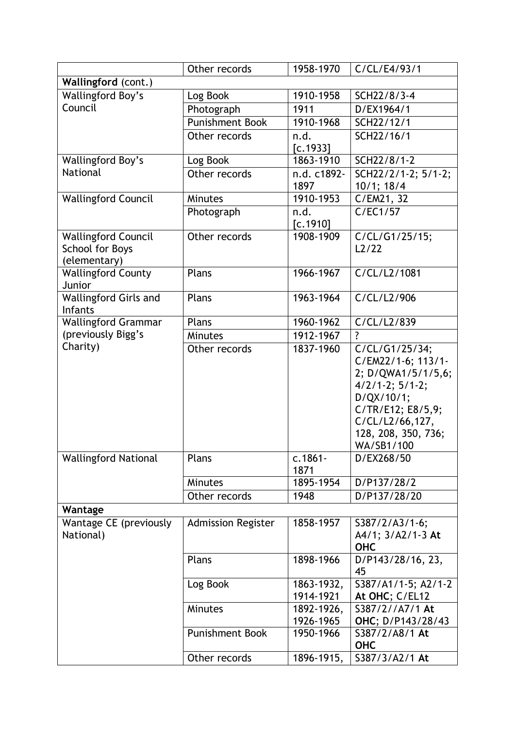| | | | |
|---|---|---|---|
| | Other records | 1958-1970 | C/CL/E4/93/1 |
| **Wallingford** (cont.) | | | |
| Wallingford Boy's Council | Log Book | 1910-1958 | SCH22/8/3-4 |
| | Photograph | 1911 | D/EX1964/1 |
| | Punishment Book | 1910-1968 | SCH22/12/1 |
| | Other records | n.d. [c.1933] | SCH22/16/1 |
| Wallingford Boy's National | Log Book | 1863-1910 | SCH22/8/1-2 |
| | Other records | n.d. c1892-1897 | SCH22/2/1-2; 5/1-2; 10/1; 18/4 |
| Wallingford Council | Minutes | 1910-1953 | C/EM21, 32 |
| | Photograph | n.d. [c.1910] | C/EC1/57 |
| Wallingford Council School for Boys (elementary) | Other records | 1908-1909 | C/CL/G1/25/15; L2/22 |
| Wallingford County Junior | Plans | 1966-1967 | C/CL/L2/1081 |
| Wallingford Girls and Infants | Plans | 1963-1964 | C/CL/L2/906 |
| Wallingford Grammar (previously Bigg's Charity) | Plans | 1960-1962 | C/CL/L2/839 |
| | Minutes | 1912-1967 | ? |
| | Other records | 1837-1960 | C/CL/G1/25/34; C/EM22/1-6; 113/1-2; D/QWA1/5/1/5,6; 4/2/1-2; 5/1-2; D/QX/10/1; C/TR/E12; E8/5,9; C/CL/L2/66,127, 128, 208, 350, 736; WA/SB1/100 |
| Wallingford National | Plans | c.1861-1871 | D/EX268/50 |
| | Minutes | 1895-1954 | D/P137/28/2 |
| | Other records | 1948 | D/P137/28/20 |
| **Wantage** | | | |
| Wantage CE (previously National) | Admission Register | 1858-1957 | S387/2/A3/1-6; A4/1; 3/A2/1-3 **At OHC** |
| | Plans | 1898-1966 | D/P143/28/16, 23, 45 |
| | Log Book | 1863-1932, 1914-1921 | S387/A1/1-5; A2/1-2 **At OHC**; C/EL12 |
| | Minutes | 1892-1926, 1926-1965 | S387/2//A7/1 **At OHC**; D/P143/28/43 |
| | Punishment Book | 1950-1966 | S387/2/A8/1 **At OHC** |
| | Other records | 1896-1915, | S387/3/A2/1 **At** |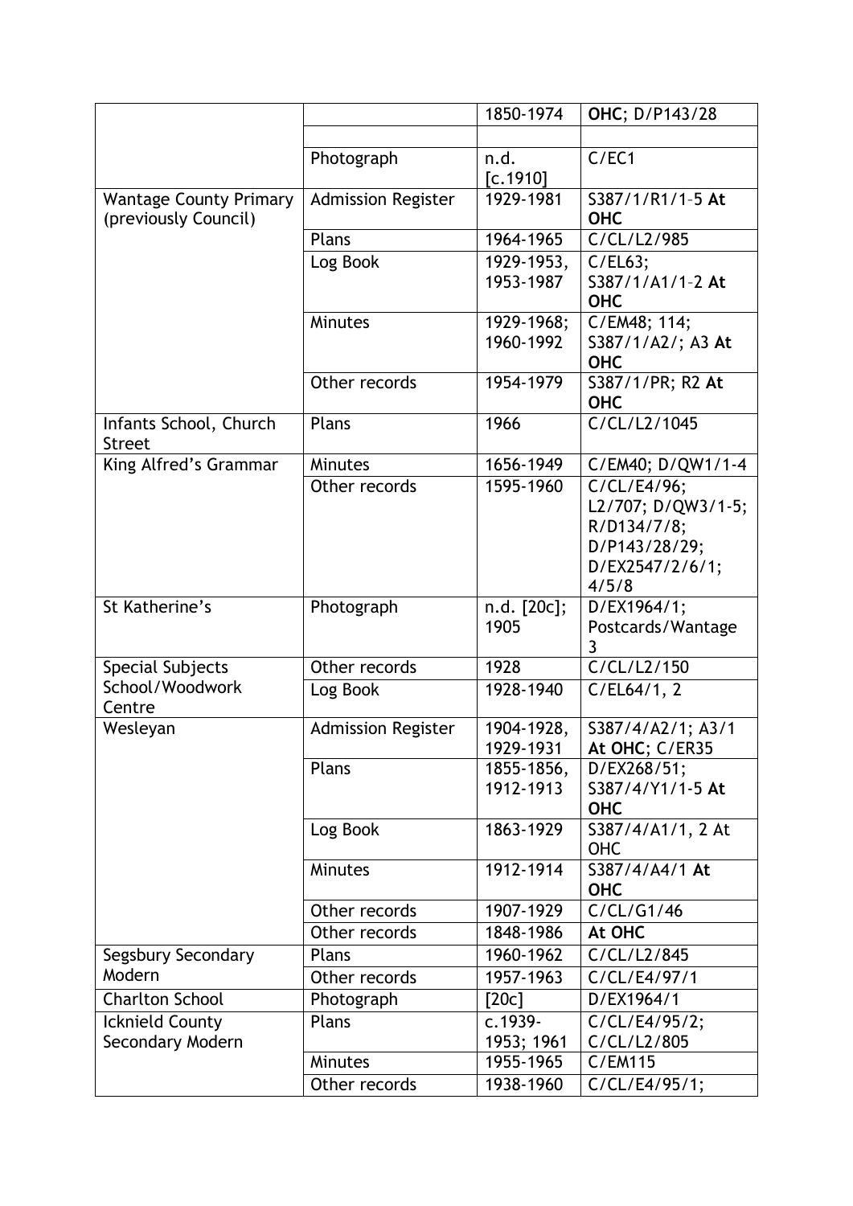| | | | |
|---|---|---|---|
| | | 1850-1974 | **OHC**; D/P143/28 |
| | | | |
| | Photograph | n.d. [c.1910] | C/EC1 |
| Wantage County Primary (previously Council) | Admission Register | 1929-1981 | S387/1/R1/1-5 **At OHC** |
| | Plans | 1964-1965 | C/CL/L2/985 |
| | Log Book | 1929-1953, 1953-1987 | C/EL63; S387/1/A1/1-2 **At OHC** |
| | Minutes | 1929-1968; 1960-1992 | C/EM48; 114; S387/1/A2/; A3 **At OHC** |
| | Other records | 1954-1979 | S387/1/PR; R2 **At OHC** |
| Infants School, Church Street | Plans | 1966 | C/CL/L2/1045 |
| King Alfred's Grammar | Minutes | 1656-1949 | C/EM40; D/QW1/1-4 |
| | Other records | 1595-1960 | C/CL/E4/96; L2/707; D/QW3/1-5; R/D134/7/8; D/P143/28/29; D/EX2547/2/6/1; 4/5/8 |
| St Katherine's | Photograph | n.d. [20c]; 1905 | D/EX1964/1; Postcards/Wantage 3 |
| Special Subjects School/Woodwork Centre | Other records | 1928 | C/CL/L2/150 |
| | Log Book | 1928-1940 | C/EL64/1, 2 |
| Wesleyan | Admission Register | 1904-1928, 1929-1931 | S387/4/A2/1; A3/1 **At OHC**; C/ER35 |
| | Plans | 1855-1856, 1912-1913 | D/EX268/51; S387/4/Y1/1-5 **At OHC** |
| | Log Book | 1863-1929 | S387/4/A1/1, 2 At OHC |
| | Minutes | 1912-1914 | S387/4/A4/1 **At OHC** |
| | Other records | 1907-1929 | C/CL/G1/46 |
| | Other records | 1848-1986 | **At OHC** |
| Segsbury Secondary Modern | Plans | 1960-1962 | C/CL/L2/845 |
| | Other records | 1957-1963 | C/CL/E4/97/1 |
| Charlton School | Photograph | [20c] | D/EX1964/1 |
| Icknield County Secondary Modern | Plans | c.1939-1953; 1961 | C/CL/E4/95/2; C/CL/L2/805 |
| | Minutes | 1955-1965 | C/EM115 |
| | Other records | 1938-1960 | C/CL/E4/95/1; |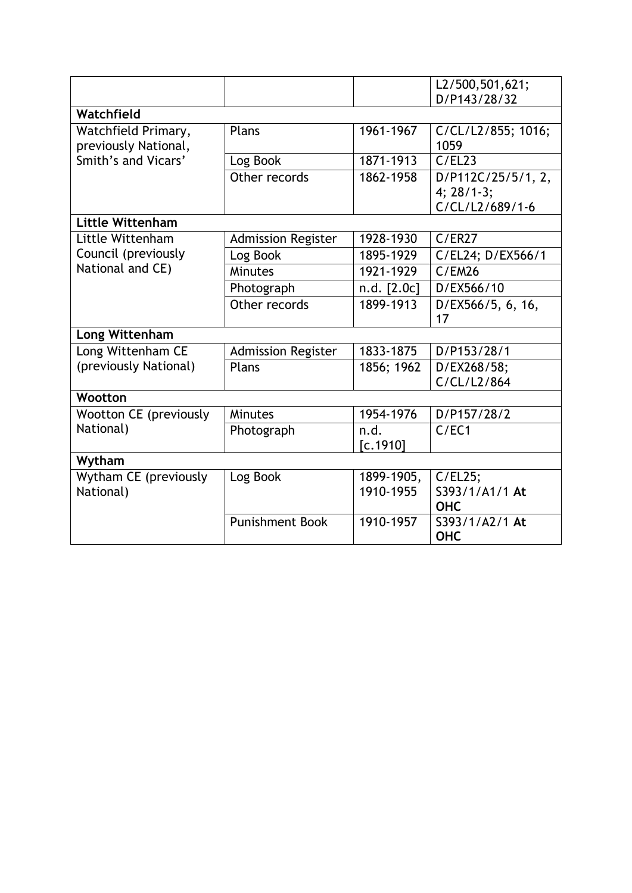| | | | |
|---|---|---|---|
| | | | L2/500,501,621; D/P143/28/32 |
| **Watchfield** | | | |
| Watchfield Primary, previously National, Smith's and Vicars' | Plans | 1961-1967 | C/CL/L2/855; 1016; 1059 |
| | Log Book | 1871-1913 | C/EL23 |
| | Other records | 1862-1958 | D/P112C/25/5/1, 2, 4; 28/1-3; C/CL/L2/689/1-6 |
| **Little Wittenham** | | | |
| Little Wittenham Council (previously National and CE) | Admission Register | 1928-1930 | C/ER27 |
| | Log Book | 1895-1929 | C/EL24; D/EX566/1 |
| | Minutes | 1921-1929 | C/EM26 |
| | Photograph | n.d. [2.0c] | D/EX566/10 |
| | Other records | 1899-1913 | D/EX566/5, 6, 16, 17 |
| **Long Wittenham** | | | |
| Long Wittenham CE (previously National) | Admission Register | 1833-1875 | D/P153/28/1 |
| | Plans | 1856; 1962 | D/EX268/58; C/CL/L2/864 |
| **Wootton** | | | |
| Wootton CE (previously National) | Minutes | 1954-1976 | D/P157/28/2 |
| | Photograph | n.d. [c.1910] | C/EC1 |
| **Wytham** | | | |
| Wytham CE (previously National) | Log Book | 1899-1905, 1910-1955 | C/EL25; S393/1/A1/1 **At OHC** |
| | Punishment Book | 1910-1957 | S393/1/A2/1 **At OHC** |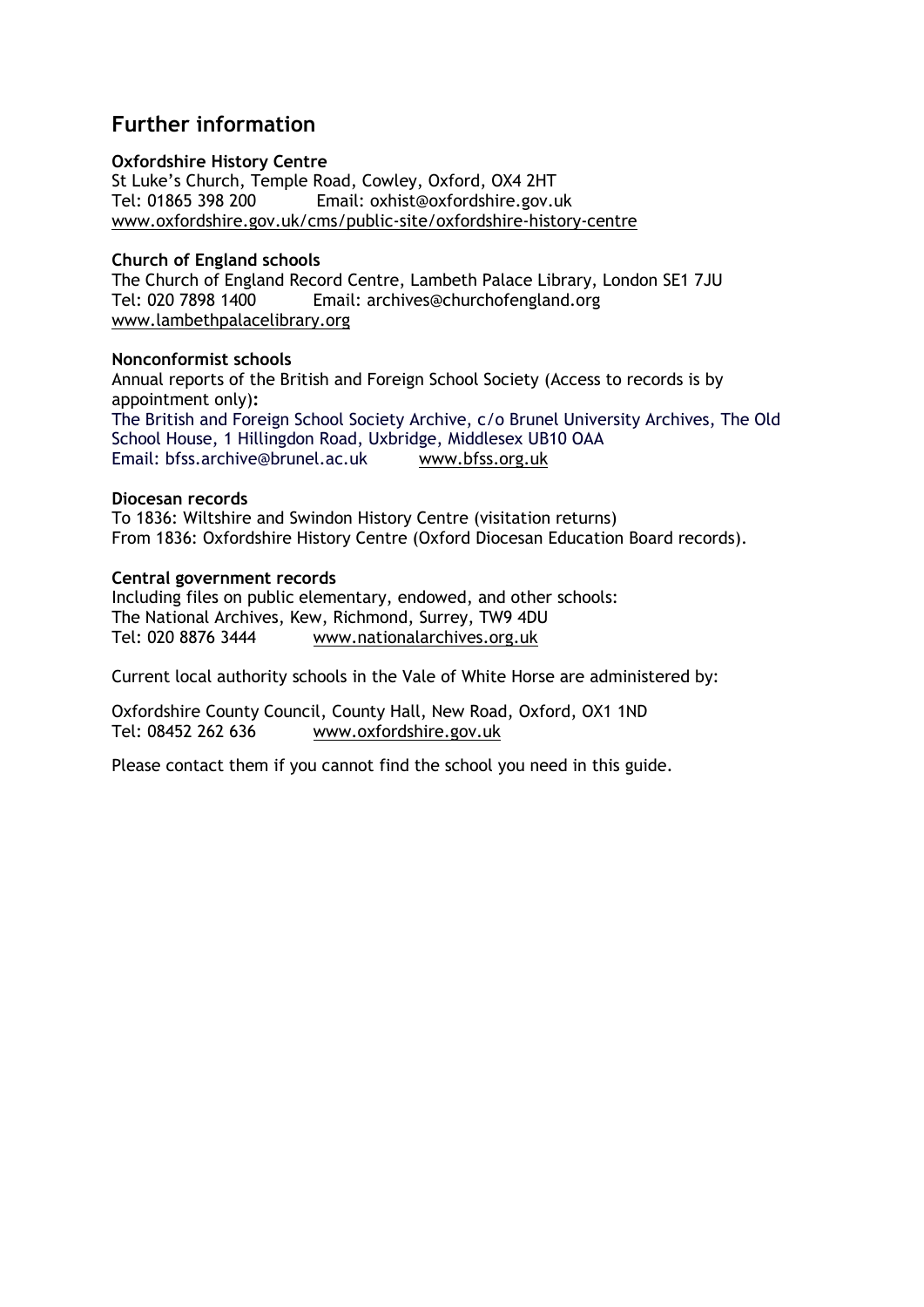## Further information

**Oxfordshire History Centre**
St Luke's Church, Temple Road, Cowley, Oxford, OX4 2HT
Tel: 01865 398 200 Email: oxhist@oxfordshire.gov.uk
www.oxfordshire.gov.uk/cms/public-site/oxfordshire-history-centre

**Church of England schools**
The Church of England Record Centre, Lambeth Palace Library, London SE1 7JU
Tel: 020 7898 1400 Email: archives@churchofengland.org
www.lambethpalacelibrary.org

**Nonconformist schools**
Annual reports of the British and Foreign School Society (Access to records is by appointment only)**:**
The British and Foreign School Society Archive, c/o Brunel University Archives, The Old School House, 1 Hillingdon Road, Uxbridge, Middlesex UB10 OAA
Email: bfss.archive@brunel.ac.uk www.bfss.org.uk

**Diocesan records**
To 1836: Wiltshire and Swindon History Centre (visitation returns)
From 1836: Oxfordshire History Centre (Oxford Diocesan Education Board records).

**Central government records**
Including files on public elementary, endowed, and other schools:
The National Archives, Kew, Richmond, Surrey, TW9 4DU
Tel: 020 8876 3444 www.nationalarchives.org.uk

Current local authority schools in the Vale of White Horse are administered by:

Oxfordshire County Council, County Hall, New Road, Oxford, OX1 1ND
Tel: 08452 262 636 www.oxfordshire.gov.uk

Please contact them if you cannot find the school you need in this guide.